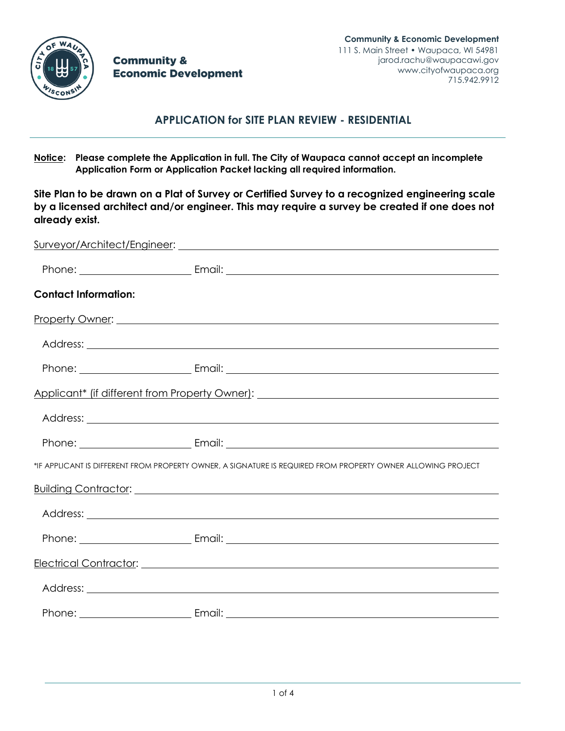**Community & Economic Development**

**Community & Economic Development**
111 S. Main Street • Waupaca, WI 54981
jarod.rachu@waupacawi.gov
www.cityofwaupaca.org
715.942.9912

## APPLICATION for SITE PLAN REVIEW - RESIDENTIAL

**Notice: Please complete the Application in full. The City of Waupaca cannot accept an incomplete Application Form or Application Packet lacking all required information.**

**Site Plan to be drawn on a Plat of Survey or Certified Survey to a recognized engineering scale by a licensed architect and/or engineer. This may require a survey be created if one does not already exist.**

Surveyor/Architect/Engineer: ______________________________

Phone: ____________ Email: ______________________________

**Contact Information:**

Property Owner: ______________________________

Address: ______________________________

Phone: ____________ Email: ______________________________

Applicant* (if different from Property Owner): ______________________________

Address: ______________________________

Phone: ____________ Email: ______________________________

*IF APPLICANT IS DIFFERENT FROM PROPERTY OWNER, A SIGNATURE IS REQUIRED FROM PROPERTY OWNER ALLOWING PROJECT

Building Contractor: ______________________________

Address: ______________________________

Phone: ____________ Email: ______________________________

Electrical Contractor: ______________________________

Address: ______________________________

Phone: ____________ Email: ______________________________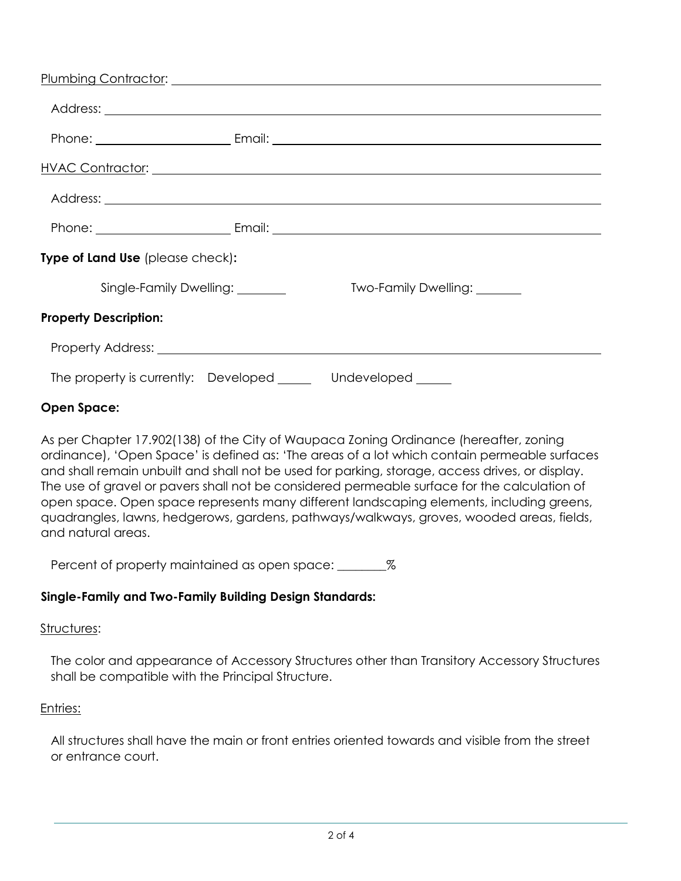Plumbing Contractor: ______________________________________________

Address: ______________________________________________

Phone: ____________________ Email: ______________________________________________

HVAC Contractor: ______________________________________________

Address: ______________________________________________

Phone: ____________________ Email: ______________________________________________

**Type of Land Use** (please check)**:**

Single-Family Dwelling: ________ Two-Family Dwelling: _______

**Property Description:**

Property Address: ______________________________________________

The property is currently: Developed _____ Undeveloped _____

**Open Space:**

As per Chapter 17.902(138) of the City of Waupaca Zoning Ordinance (hereafter, zoning ordinance), 'Open Space' is defined as: 'The areas of a lot which contain permeable surfaces and shall remain unbuilt and shall not be used for parking, storage, access drives, or display. The use of gravel or pavers shall not be considered permeable surface for the calculation of open space. Open space represents many different landscaping elements, including greens, quadrangles, lawns, hedgerows, gardens, pathways/walkways, groves, wooded areas, fields, and natural areas.

Percent of property maintained as open space: ________%

**Single-Family and Two-Family Building Design Standards:**

Structures:

The color and appearance of Accessory Structures other than Transitory Accessory Structures shall be compatible with the Principal Structure.

Entries:

All structures shall have the main or front entries oriented towards and visible from the street or entrance court.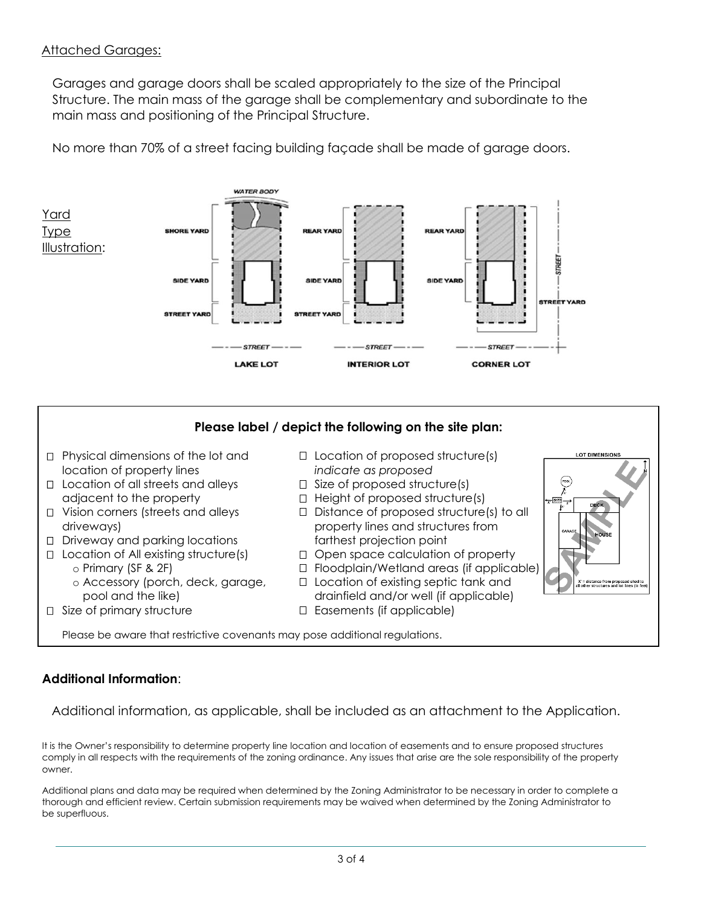## Attached Garages:

Garages and garage doors shall be scaled appropriately to the size of the Principal Structure. The main mass of the garage shall be complementary and subordinate to the main mass and positioning of the Principal Structure.

No more than 70% of a street facing building façade shall be made of garage doors.

Yard Type Illustration:

**Please label / depict the following on the site plan:**

- ☐ Physical dimensions of the lot and location of property lines
- ☐ Location of all streets and alleys adjacent to the property
- ☐ Vision corners (streets and alleys driveways)
- ☐ Driveway and parking locations
- ☐ Location of All existing structure(s)
  - o Primary (SF & 2F)
  - o Accessory (porch, deck, garage, pool and the like)
- ☐ Size of primary structure
- ☐ Location of proposed structure(s) *indicate as proposed*
- ☐ Size of proposed structure(s)
- ☐ Height of proposed structure(s)
- ☐ Distance of proposed structure(s) to all property lines and structures from farthest projection point
- ☐ Open space calculation of property
- ☐ Floodplain/Wetland areas (if applicable)
- ☐ Location of existing septic tank and drainfield and/or well (if applicable)
- ☐ Easements (if applicable)

Please be aware that restrictive covenants may pose additional regulations.

### Additional Information:

Additional information, as applicable, shall be included as an attachment to the Application.

It is the Owner's responsibility to determine property line location and location of easements and to ensure proposed structures comply in all respects with the requirements of the zoning ordinance. Any issues that arise are the sole responsibility of the property owner.

Additional plans and data may be required when determined by the Zoning Administrator to be necessary in order to complete a thorough and efficient review. Certain submission requirements may be waived when determined by the Zoning Administrator to be superfluous.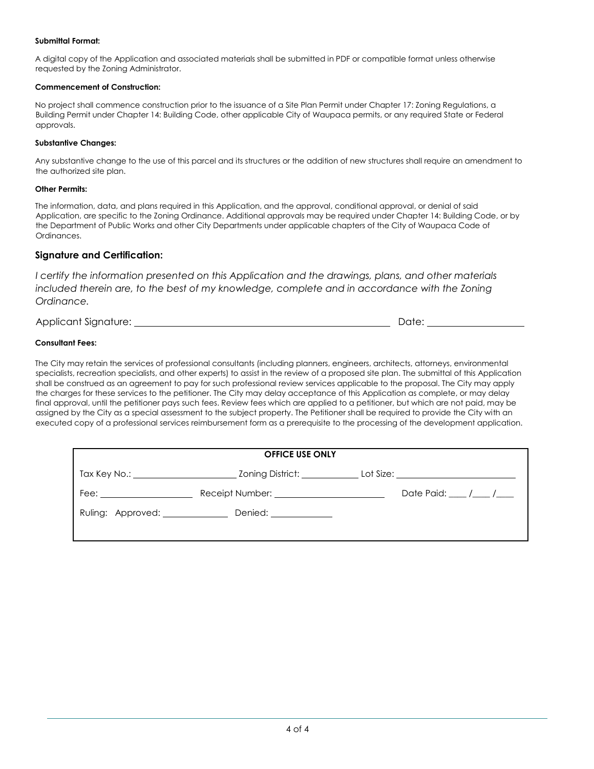**Submittal Format:**

A digital copy of the Application and associated materials shall be submitted in PDF or compatible format unless otherwise requested by the Zoning Administrator.

**Commencement of Construction:**

No project shall commence construction prior to the issuance of a Site Plan Permit under Chapter 17: Zoning Regulations, a Building Permit under Chapter 14: Building Code, other applicable City of Waupaca permits, or any required State or Federal approvals.

**Substantive Changes:**

Any substantive change to the use of this parcel and its structures or the addition of new structures shall require an amendment to the authorized site plan.

**Other Permits:**

The information, data, and plans required in this Application, and the approval, conditional approval, or denial of said Application, are specific to the Zoning Ordinance. Additional approvals may be required under Chapter 14: Building Code, or by the Department of Public Works and other City Departments under applicable chapters of the City of Waupaca Code of Ordinances.

## Signature and Certification:

*I certify the information presented on this Application and the drawings, plans, and other materials included therein are, to the best of my knowledge, complete and in accordance with the Zoning Ordinance.*

Applicant Signature: ______________________________ Date: ______________

**Consultant Fees:**

The City may retain the services of professional consultants (including planners, engineers, architects, attorneys, environmental specialists, recreation specialists, and other experts) to assist in the review of a proposed site plan. The submittal of this Application shall be construed as an agreement to pay for such professional review services applicable to the proposal. The City may apply the charges for these services to the petitioner. The City may delay acceptance of this Application as complete, or may delay final approval, until the petitioner pays such fees. Review fees which are applied to a petitioner, but which are not paid, may be assigned by the City as a special assessment to the subject property. The Petitioner shall be required to provide the City with an executed copy of a professional services reimbursement form as a prerequisite to the processing of the development application.

**OFFICE USE ONLY**

Tax Key No.: ______________ Zoning District: __________ Lot Size: ______________

Fee: ____________ Receipt Number: ______________ Date Paid: ____ /____ /____

Ruling: Approved: __________ Denied: __________